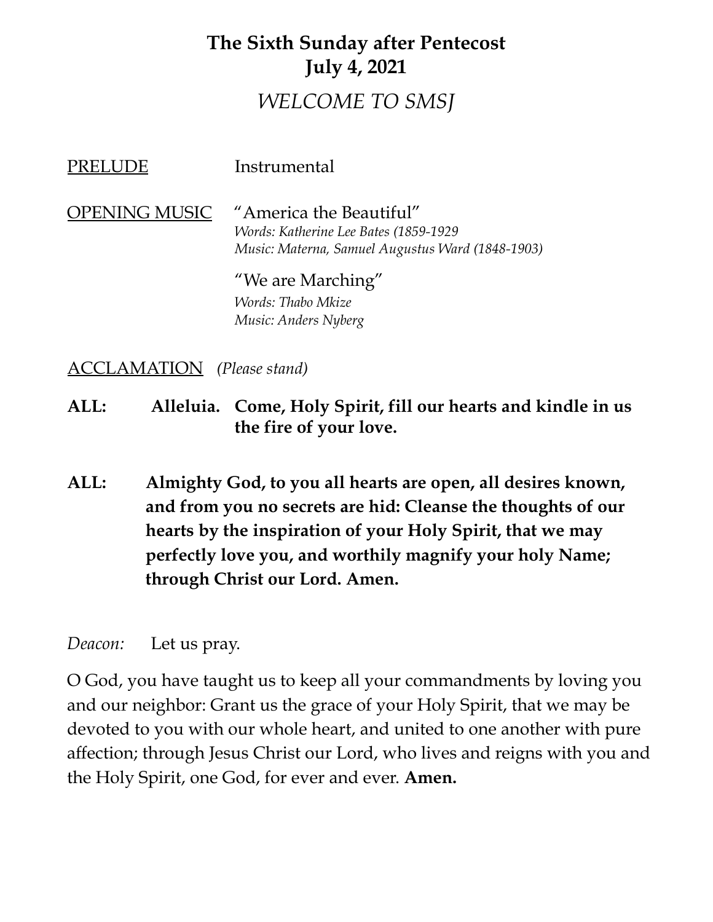# The Sixth Sunday after Pentecost
# July 4, 2021

## *WELCOME TO SMSJ*

PRELUDE — Instrumental

OPENING MUSIC — "America the Beautiful"
*Words: Katherine Lee Bates (1859-1929*
*Music: Materna, Samuel Augustus Ward (1848-1903)*

"We are Marching"
*Words: Thabo Mkize*
*Music: Anders Nyberg*

ACCLAMATION *(Please stand)*

**ALL: Alleluia. Come, Holy Spirit, fill our hearts and kindle in us the fire of your love.**

**ALL: Almighty God, to you all hearts are open, all desires known, and from you no secrets are hid: Cleanse the thoughts of our hearts by the inspiration of your Holy Spirit, that we may perfectly love you, and worthily magnify your holy Name; through Christ our Lord. Amen.**

*Deacon:* Let us pray.

O God, you have taught us to keep all your commandments by loving you and our neighbor: Grant us the grace of your Holy Spirit, that we may be devoted to you with our whole heart, and united to one another with pure affection; through Jesus Christ our Lord, who lives and reigns with you and the Holy Spirit, one God, for ever and ever. **Amen.**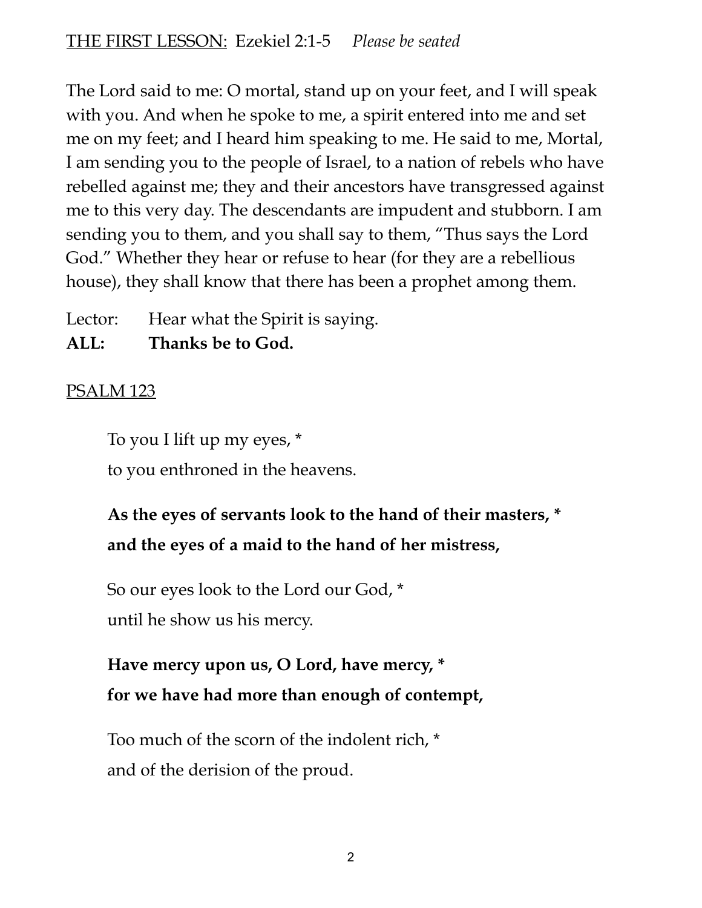<u>THE FIRST LESSON:</u> Ezekiel 2:1-5 *Please be seated*

The Lord said to me: O mortal, stand up on your feet, and I will speak with you. And when he spoke to me, a spirit entered into me and set me on my feet; and I heard him speaking to me. He said to me, Mortal, I am sending you to the people of Israel, to a nation of rebels who have rebelled against me; they and their ancestors have transgressed against me to this very day. The descendants are impudent and stubborn. I am sending you to them, and you shall say to them, "Thus says the Lord God." Whether they hear or refuse to hear (for they are a rebellious house), they shall know that there has been a prophet among them.

Lector: Hear what the Spirit is saying.
**ALL: Thanks be to God.**

<u>PSALM 123</u>

To you I lift up my eyes, *
to you enthroned in the heavens.

**As the eyes of servants look to the hand of their masters, ***
**and the eyes of a maid to the hand of her mistress,**

So our eyes look to the Lord our God, *
until he show us his mercy.

**Have mercy upon us, O Lord, have mercy, ***
**for we have had more than enough of contempt,**

Too much of the scorn of the indolent rich, *
and of the derision of the proud.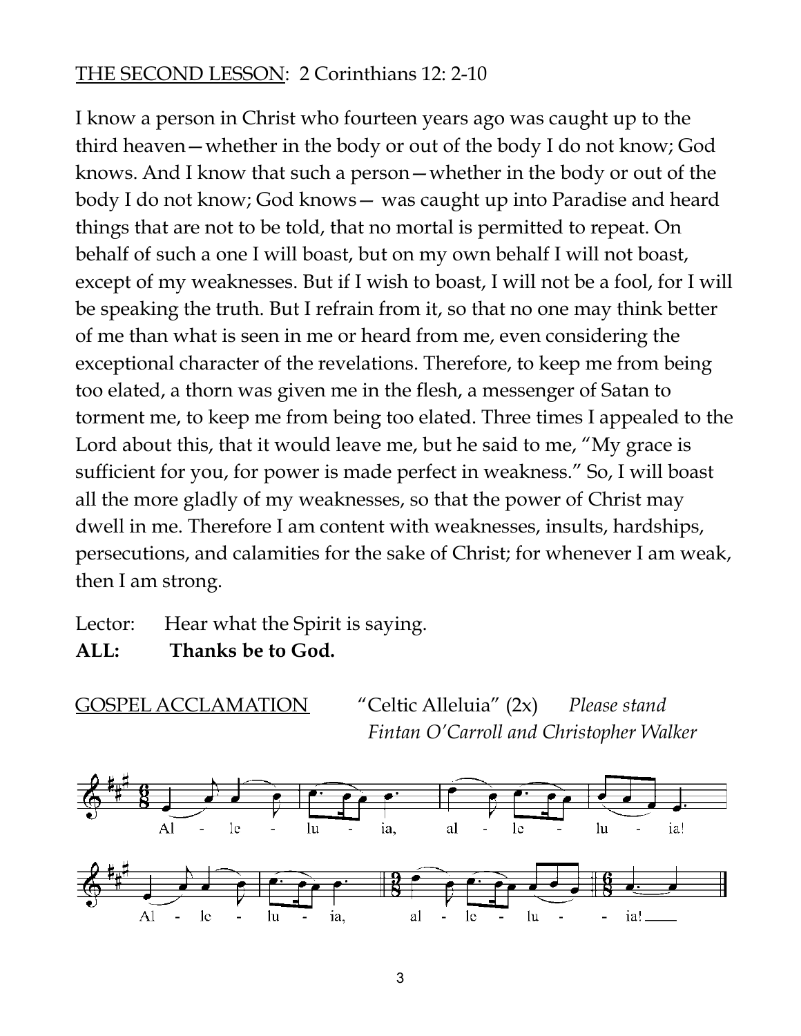THE SECOND LESSON: 2 Corinthians 12: 2-10

I know a person in Christ who fourteen years ago was caught up to the third heaven—whether in the body or out of the body I do not know; God knows. And I know that such a person—whether in the body or out of the body I do not know; God knows— was caught up into Paradise and heard things that are not to be told, that no mortal is permitted to repeat. On behalf of such a one I will boast, but on my own behalf I will not boast, except of my weaknesses. But if I wish to boast, I will not be a fool, for I will be speaking the truth. But I refrain from it, so that no one may think better of me than what is seen in me or heard from me, even considering the exceptional character of the revelations. Therefore, to keep me from being too elated, a thorn was given me in the flesh, a messenger of Satan to torment me, to keep me from being too elated. Three times I appealed to the Lord about this, that it would leave me, but he said to me, "My grace is sufficient for you, for power is made perfect in weakness." So, I will boast all the more gladly of my weaknesses, so that the power of Christ may dwell in me. Therefore I am content with weaknesses, insults, hardships, persecutions, and calamities for the sake of Christ; for whenever I am weak, then I am strong.

Lector: Hear what the Spirit is saying.
**ALL: Thanks be to God.**

GOSPEL ACCLAMATION "Celtic Alleluia" (2x) *Please stand*
*Fintan O'Carroll and Christopher Walker*

Al - le - lu - ia, al - le - lu - ia!

Al - le - lu - ia, al - le - lu - - ia!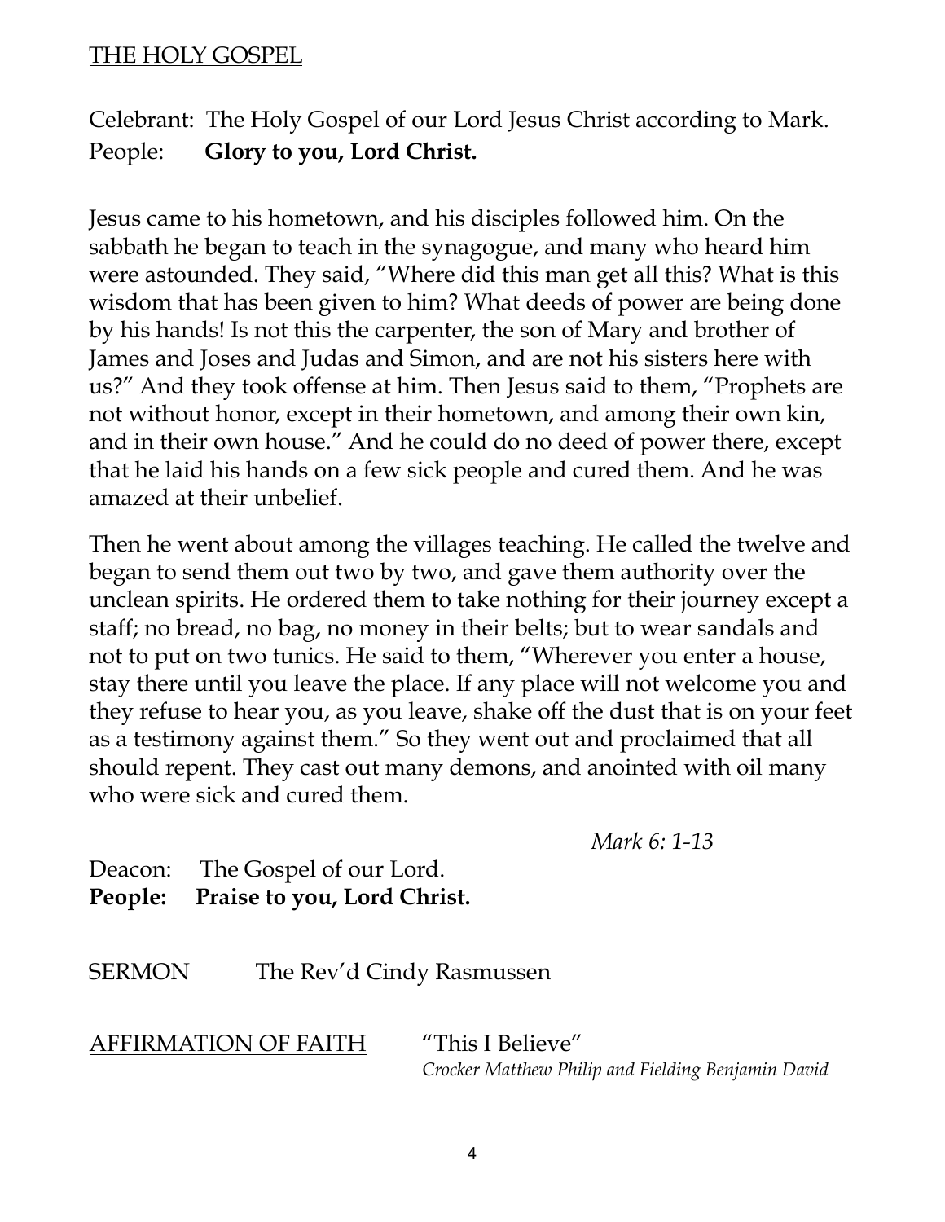THE HOLY GOSPEL

Celebrant: The Holy Gospel of our Lord Jesus Christ according to Mark.
People: **Glory to you, Lord Christ.**

Jesus came to his hometown, and his disciples followed him. On the sabbath he began to teach in the synagogue, and many who heard him were astounded. They said, "Where did this man get all this? What is this wisdom that has been given to him? What deeds of power are being done by his hands! Is not this the carpenter, the son of Mary and brother of James and Joses and Judas and Simon, and are not his sisters here with us?" And they took offense at him. Then Jesus said to them, "Prophets are not without honor, except in their hometown, and among their own kin, and in their own house." And he could do no deed of power there, except that he laid his hands on a few sick people and cured them. And he was amazed at their unbelief.

Then he went about among the villages teaching. He called the twelve and began to send them out two by two, and gave them authority over the unclean spirits. He ordered them to take nothing for their journey except a staff; no bread, no bag, no money in their belts; but to wear sandals and not to put on two tunics. He said to them, "Wherever you enter a house, stay there until you leave the place. If any place will not welcome you and they refuse to hear you, as you leave, shake off the dust that is on your feet as a testimony against them." So they went out and proclaimed that all should repent. They cast out many demons, and anointed with oil many who were sick and cured them.

*Mark 6: 1-13*

Deacon: The Gospel of our Lord.
**People: Praise to you, Lord Christ.**

SERMON The Rev'd Cindy Rasmussen

AFFIRMATION OF FAITH "This I Believe"
*Crocker Matthew Philip and Fielding Benjamin David*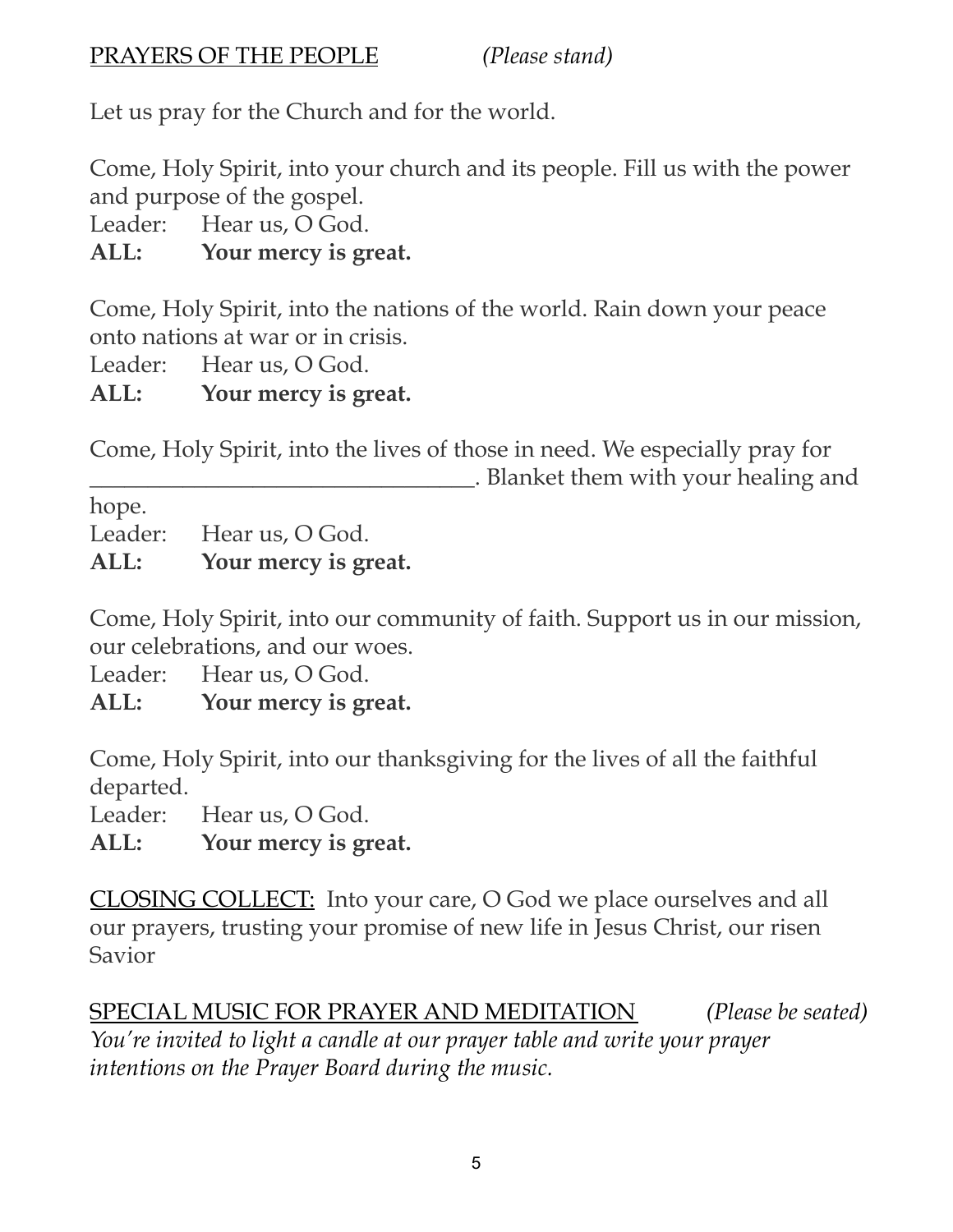<u>PRAYERS OF THE PEOPLE</u> *(Please stand)*

Let us pray for the Church and for the world.

Come, Holy Spirit, into your church and its people. Fill us with the power and purpose of the gospel.

Leader: Hear us, O God.
**ALL: Your mercy is great.**

Come, Holy Spirit, into the nations of the world. Rain down your peace onto nations at war or in crisis.

Leader: Hear us, O God.
**ALL: Your mercy is great.**

Come, Holy Spirit, into the lives of those in need. We especially pray for _________________________________. Blanket them with your healing and hope.

Leader: Hear us, O God.
**ALL: Your mercy is great.**

Come, Holy Spirit, into our community of faith. Support us in our mission, our celebrations, and our woes.

Leader: Hear us, O God.
**ALL: Your mercy is great.**

Come, Holy Spirit, into our thanksgiving for the lives of all the faithful departed.

Leader: Hear us, O God.
**ALL: Your mercy is great.**

<u>CLOSING COLLECT:</u> Into your care, O God we place ourselves and all our prayers, trusting your promise of new life in Jesus Christ, our risen Savior

<u>SPECIAL MUSIC FOR PRAYER AND MEDITATION</u> *(Please be seated)*
*You're invited to light a candle at our prayer table and write your prayer intentions on the Prayer Board during the music.*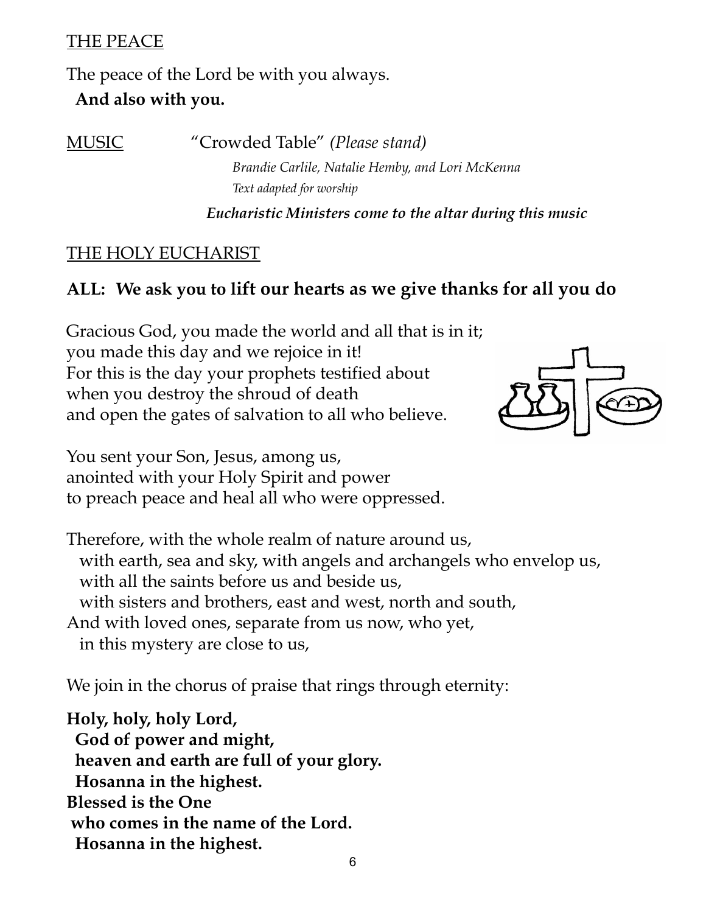THE PEACE

The peace of the Lord be with you always.
**And also with you.**

MUSIC "Crowded Table" *(Please stand)*
*Brandie Carlile, Natalie Hemby, and Lori McKenna*
*Text adapted for worship*
***Eucharistic Ministers come to the altar during this music***

THE HOLY EUCHARIST

**ALL: We ask you to lift our hearts as we give thanks for all you do**

Gracious God, you made the world and all that is in it;
you made this day and we rejoice in it!
For this is the day your prophets testified about
when you destroy the shroud of death
and open the gates of salvation to all who believe.

You sent your Son, Jesus, among us,
anointed with your Holy Spirit and power
to preach peace and heal all who were oppressed.

Therefore, with the whole realm of nature around us,
with earth, sea and sky, with angels and archangels who envelop us,
with all the saints before us and beside us,
with sisters and brothers, east and west, north and south,
And with loved ones, separate from us now, who yet,
in this mystery are close to us,

We join in the chorus of praise that rings through eternity:

**Holy, holy, holy Lord,**
**God of power and might,**
**heaven and earth are full of your glory.**
**Hosanna in the highest.**
**Blessed is the One**
**who comes in the name of the Lord.**
**Hosanna in the highest.**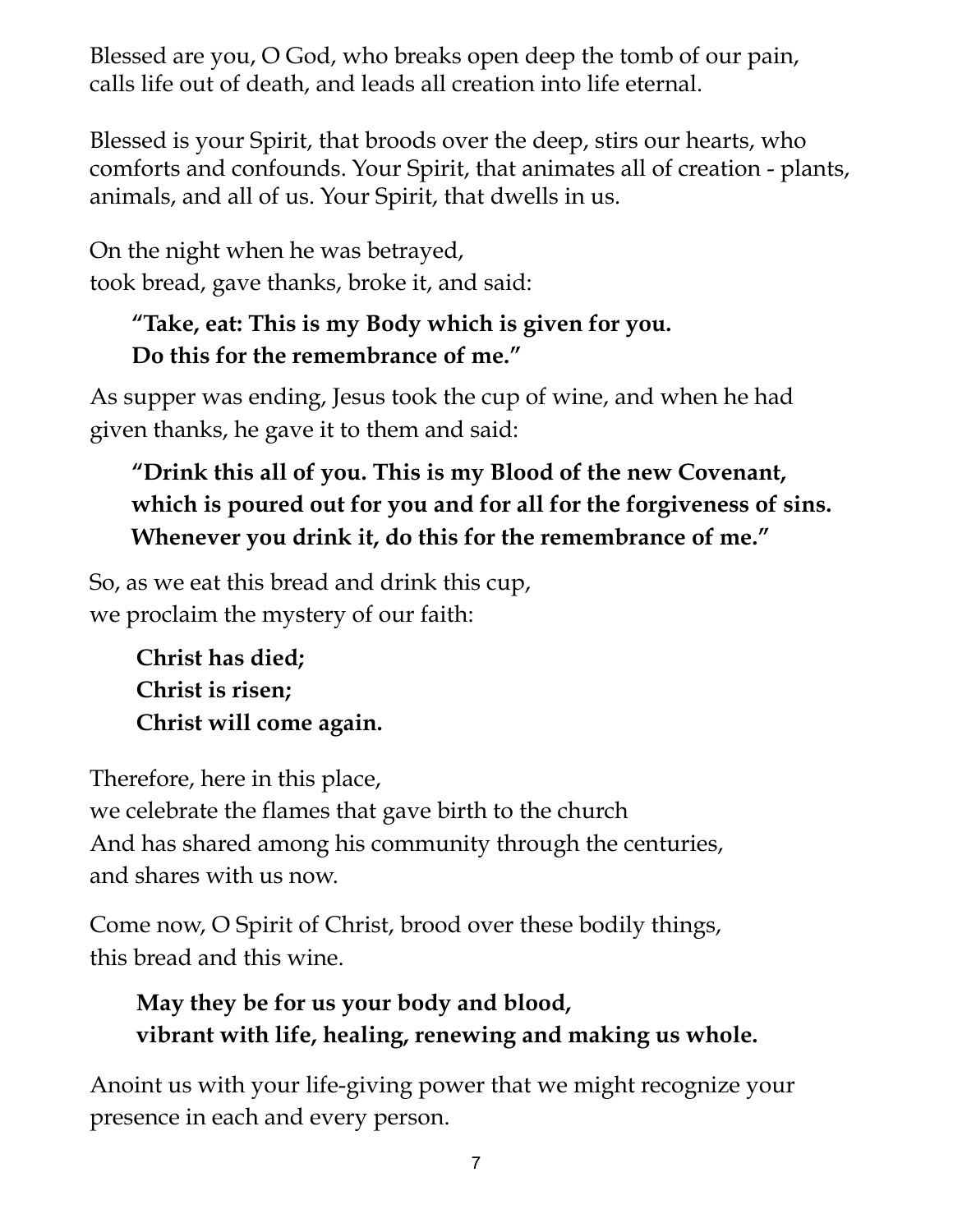Blessed are you, O God, who breaks open deep the tomb of our pain,
calls life out of death, and leads all creation into life eternal.

Blessed is your Spirit, that broods over the deep, stirs our hearts, who comforts and confounds. Your Spirit, that animates all of creation - plants, animals, and all of us. Your Spirit, that dwells in us.

On the night when he was betrayed,
took bread, gave thanks, broke it, and said:

> **"Take, eat: This is my Body which is given for you.**
> **Do this for the remembrance of me."**

As supper was ending, Jesus took the cup of wine, and when he had given thanks, he gave it to them and said:

> **"Drink this all of you. This is my Blood of the new Covenant,**
> **which is poured out for you and for all for the forgiveness of sins.**
> **Whenever you drink it, do this for the remembrance of me."**

So, as we eat this bread and drink this cup,
we proclaim the mystery of our faith:

> **Christ has died;**
> **Christ is risen;**
> **Christ will come again.**

Therefore, here in this place,
we celebrate the flames that gave birth to the church
And has shared among his community through the centuries,
and shares with us now.

Come now, O Spirit of Christ, brood over these bodily things,
this bread and this wine.

> **May they be for us your body and blood,**
> **vibrant with life, healing, renewing and making us whole.**

Anoint us with your life-giving power that we might recognize your presence in each and every person.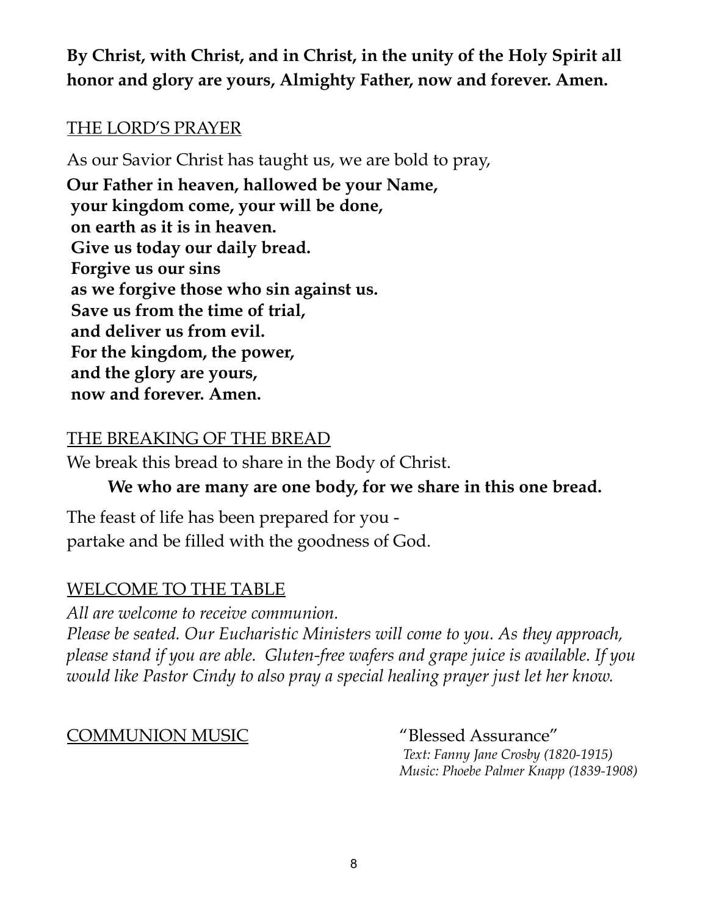**By Christ, with Christ, and in Christ, in the unity of the Holy Spirit all honor and glory are yours, Almighty Father, now and forever. Amen.**

THE LORD'S PRAYER

As our Savior Christ has taught us, we are bold to pray,

**Our Father in heaven, hallowed be your Name,**
**your kingdom come, your will be done,**
**on earth as it is in heaven.**
**Give us today our daily bread.**
**Forgive us our sins**
**as we forgive those who sin against us.**
**Save us from the time of trial,**
**and deliver us from evil.**
**For the kingdom, the power,**
**and the glory are yours,**
**now and forever. Amen.**

THE BREAKING OF THE BREAD

We break this bread to share in the Body of Christ.

**We who are many are one body, for we share in this one bread.**

The feast of life has been prepared for you -
partake and be filled with the goodness of God.

WELCOME TO THE TABLE

*All are welcome to receive communion.*
*Please be seated. Our Eucharistic Ministers will come to you. As they approach, please stand if you are able. Gluten-free wafers and grape juice is available. If you would like Pastor Cindy to also pray a special healing prayer just let her know.*

COMMUNION MUSIC "Blessed Assurance"
*Text: Fanny Jane Crosby (1820-1915)*
*Music: Phoebe Palmer Knapp (1839-1908)*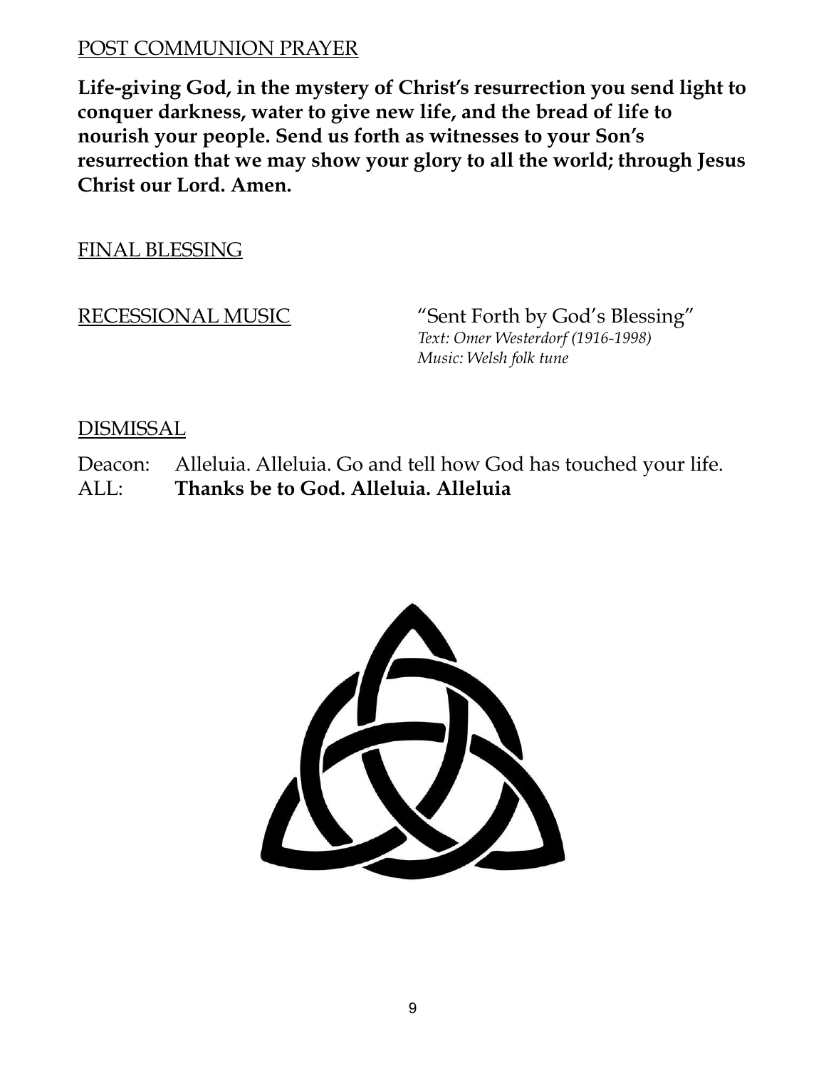POST COMMUNION PRAYER

**Life-giving God, in the mystery of Christ's resurrection you send light to conquer darkness, water to give new life, and the bread of life to nourish your people. Send us forth as witnesses to your Son's resurrection that we may show your glory to all the world; through Jesus Christ our Lord. Amen.**

FINAL BLESSING

RECESSIONAL MUSIC "Sent Forth by God's Blessing"
*Text: Omer Westerdorf (1916-1998)*
*Music: Welsh folk tune*

DISMISSAL

Deacon: Alleluia. Alleluia. Go and tell how God has touched your life.
ALL: **Thanks be to God. Alleluia. Alleluia**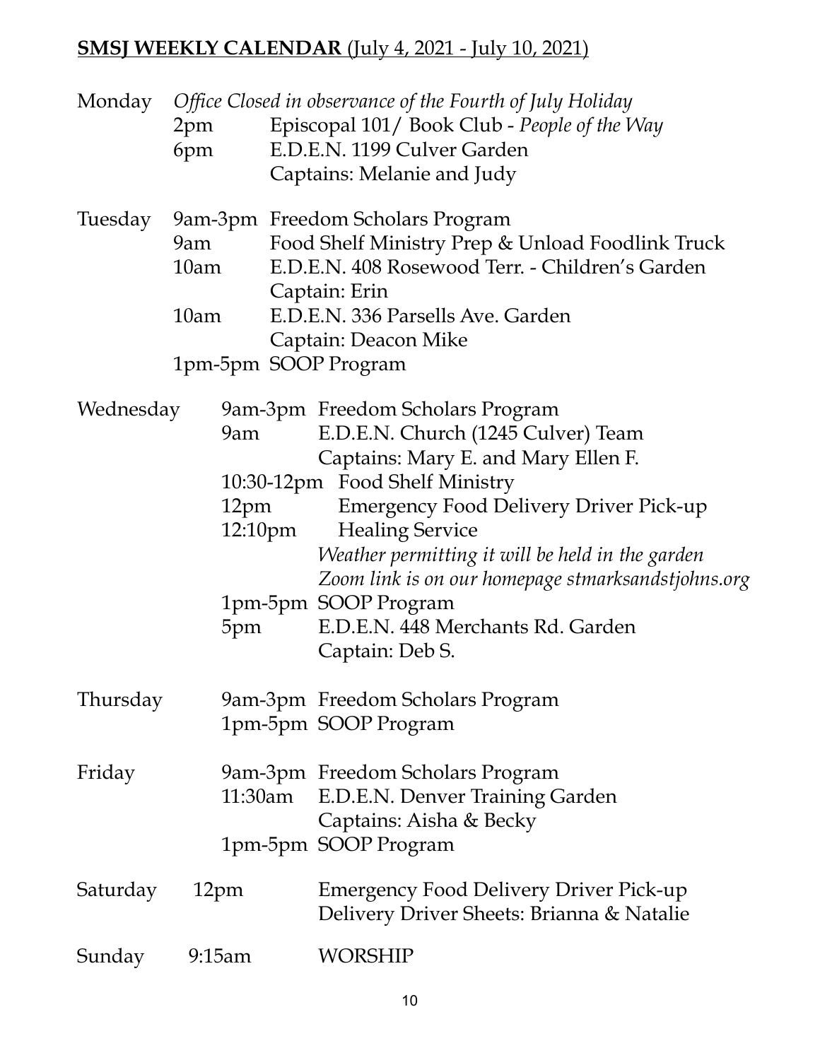**SMSJ WEEKLY CALENDAR** (July 4, 2021 - July 10, 2021)

**Monday**
*Office Closed in observance of the Fourth of July Holiday*
- 2pm — Episcopal 101/ Book Club - *People of the Way*
- 6pm — E.D.E.N. 1199 Culver Garden
  Captains: Melanie and Judy

**Tuesday**
- 9am-3pm — Freedom Scholars Program
- 9am — Food Shelf Ministry Prep & Unload Foodlink Truck
- 10am — E.D.E.N. 408 Rosewood Terr. - Children's Garden
  Captain: Erin
- 10am — E.D.E.N. 336 Parsells Ave. Garden
  Captain: Deacon Mike
- 1pm-5pm — SOOP Program

**Wednesday**
- 9am-3pm — Freedom Scholars Program
- 9am — E.D.E.N. Church (1245 Culver) Team
  Captains: Mary E. and Mary Ellen F.
- 10:30-12pm — Food Shelf Ministry
- 12pm — Emergency Food Delivery Driver Pick-up
- 12:10pm — Healing Service
  *Weather permitting it will be held in the garden*
  *Zoom link is on our homepage stmarksandstjohns.org*
- 1pm-5pm — SOOP Program
- 5pm — E.D.E.N. 448 Merchants Rd. Garden
  Captain: Deb S.

**Thursday**
- 9am-3pm — Freedom Scholars Program
- 1pm-5pm — SOOP Program

**Friday**
- 9am-3pm — Freedom Scholars Program
- 11:30am — E.D.E.N. Denver Training Garden
  Captains: Aisha & Becky
- 1pm-5pm — SOOP Program

**Saturday**
- 12pm — Emergency Food Delivery Driver Pick-up
  Delivery Driver Sheets: Brianna & Natalie

**Sunday**
- 9:15am — WORSHIP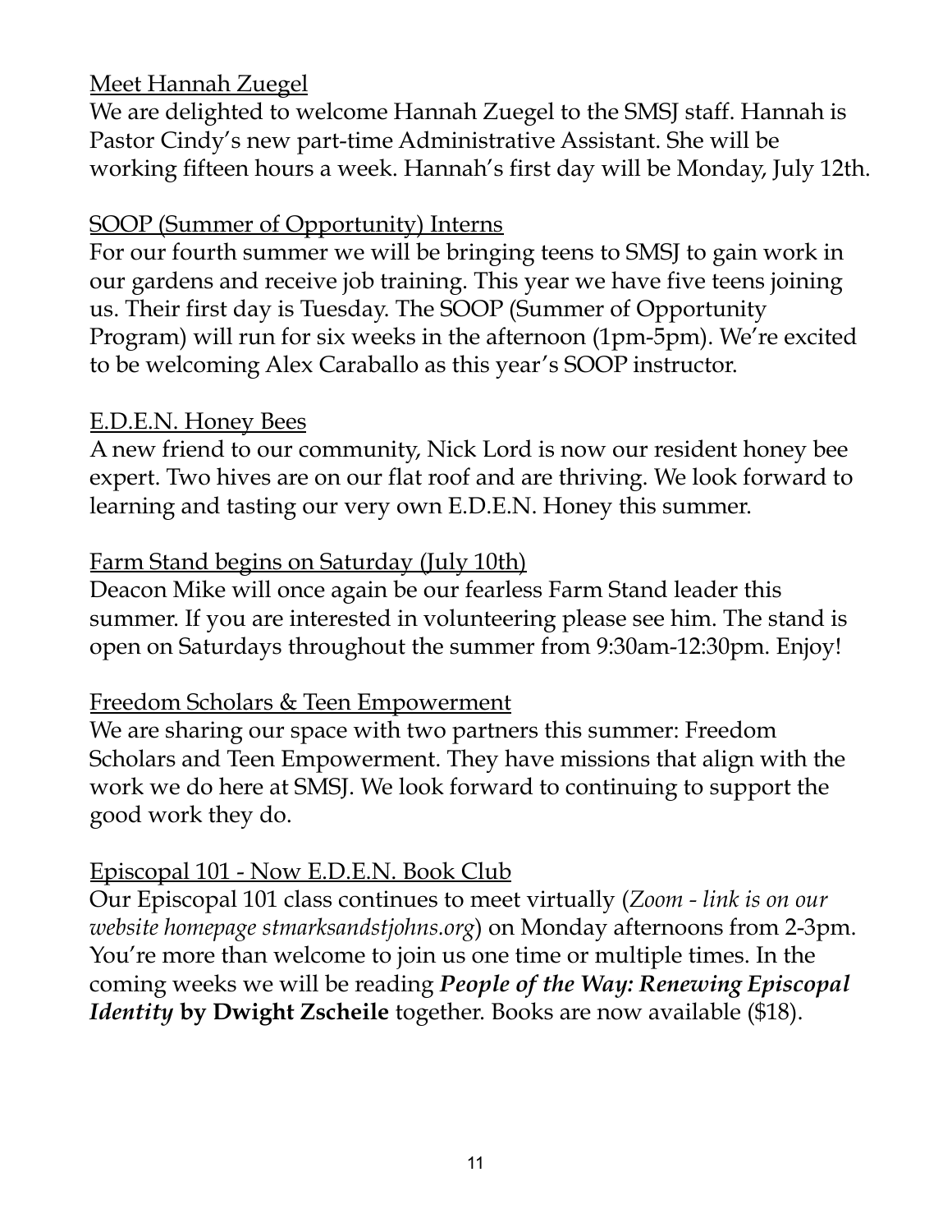## Meet Hannah Zuegel

We are delighted to welcome Hannah Zuegel to the SMSJ staff. Hannah is Pastor Cindy's new part-time Administrative Assistant. She will be working fifteen hours a week. Hannah's first day will be Monday, July 12th.

## SOOP (Summer of Opportunity) Interns

For our fourth summer we will be bringing teens to SMSJ to gain work in our gardens and receive job training. This year we have five teens joining us. Their first day is Tuesday. The SOOP (Summer of Opportunity Program) will run for six weeks in the afternoon (1pm-5pm). We're excited to be welcoming Alex Caraballo as this year's SOOP instructor.

## E.D.E.N. Honey Bees

A new friend to our community, Nick Lord is now our resident honey bee expert. Two hives are on our flat roof and are thriving. We look forward to learning and tasting our very own E.D.E.N. Honey this summer.

## Farm Stand begins on Saturday (July 10th)

Deacon Mike will once again be our fearless Farm Stand leader this summer. If you are interested in volunteering please see him. The stand is open on Saturdays throughout the summer from 9:30am-12:30pm. Enjoy!

## Freedom Scholars & Teen Empowerment

We are sharing our space with two partners this summer: Freedom Scholars and Teen Empowerment. They have missions that align with the work we do here at SMSJ. We look forward to continuing to support the good work they do.

## Episcopal 101 - Now E.D.E.N. Book Club

Our Episcopal 101 class continues to meet virtually (*Zoom - link is on our website homepage stmarksandstjohns.org*) on Monday afternoons from 2-3pm. You're more than welcome to join us one time or multiple times. In the coming weeks we will be reading ***People of the Way: Renewing Episcopal Identity*** **by Dwight Zscheile** together. Books are now available ($18).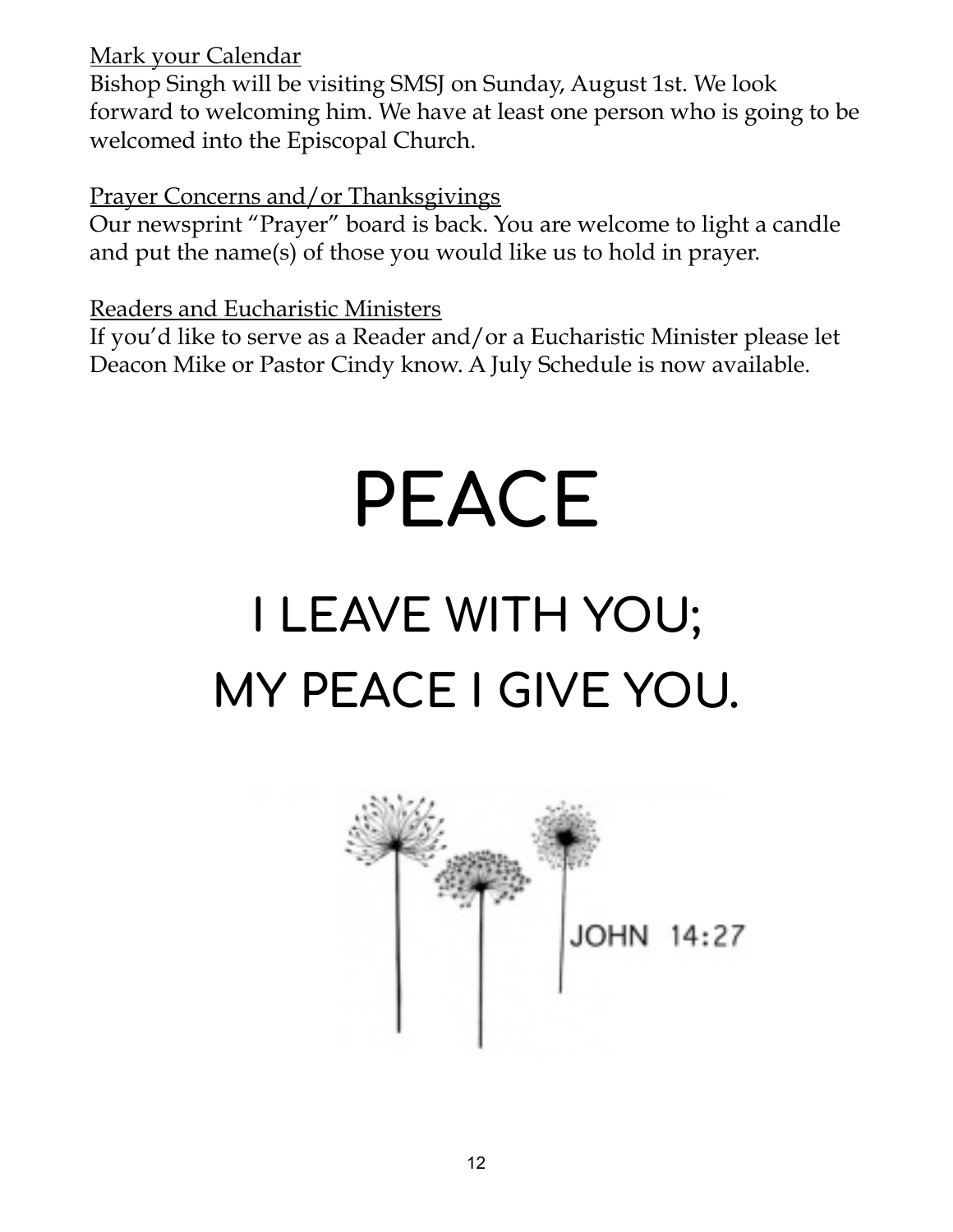Mark your Calendar

Bishop Singh will be visiting SMSJ on Sunday, August 1st. We look forward to welcoming him. We have at least one person who is going to be welcomed into the Episcopal Church.

Prayer Concerns and/or Thanksgivings

Our newsprint "Prayer" board is back. You are welcome to light a candle and put the name(s) of those you would like us to hold in prayer.

Readers and Eucharistic Ministers

If you'd like to serve as a Reader and/or a Eucharistic Minister please let Deacon Mike or Pastor Cindy know. A July Schedule is now available.

# PEACE

## I LEAVE WITH YOU; MY PEACE I GIVE YOU.

JOHN 14:27